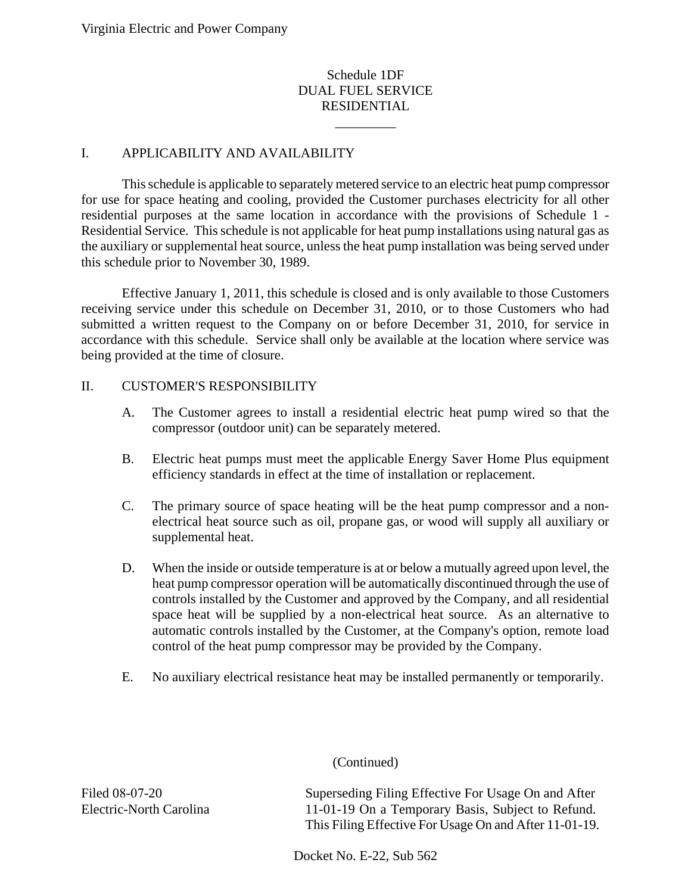Schedule 1DF
DUAL FUEL SERVICE
RESIDENTIAL

## I. APPLICABILITY AND AVAILABILITY

This schedule is applicable to separately metered service to an electric heat pump compressor for use for space heating and cooling, provided the Customer purchases electricity for all other residential purposes at the same location in accordance with the provisions of Schedule 1 - Residential Service. This schedule is not applicable for heat pump installations using natural gas as the auxiliary or supplemental heat source, unless the heat pump installation was being served under this schedule prior to November 30, 1989.

Effective January 1, 2011, this schedule is closed and is only available to those Customers receiving service under this schedule on December 31, 2010, or to those Customers who had submitted a written request to the Company on or before December 31, 2010, for service in accordance with this schedule. Service shall only be available at the location where service was being provided at the time of closure.

## II. CUSTOMER'S RESPONSIBILITY

A. The Customer agrees to install a residential electric heat pump wired so that the compressor (outdoor unit) can be separately metered.

B. Electric heat pumps must meet the applicable Energy Saver Home Plus equipment efficiency standards in effect at the time of installation or replacement.

C. The primary source of space heating will be the heat pump compressor and a non-electrical heat source such as oil, propane gas, or wood will supply all auxiliary or supplemental heat.

D. When the inside or outside temperature is at or below a mutually agreed upon level, the heat pump compressor operation will be automatically discontinued through the use of controls installed by the Customer and approved by the Company, and all residential space heat will be supplied by a non-electrical heat source. As an alternative to automatic controls installed by the Customer, at the Company's option, remote load control of the heat pump compressor may be provided by the Company.

E. No auxiliary electrical resistance heat may be installed permanently or temporarily.

(Continued)

Filed 08-07-20
Electric-North Carolina

Superseding Filing Effective For Usage On and After 11-01-19 On a Temporary Basis, Subject to Refund. This Filing Effective For Usage On and After 11-01-19.

Docket No. E-22, Sub 562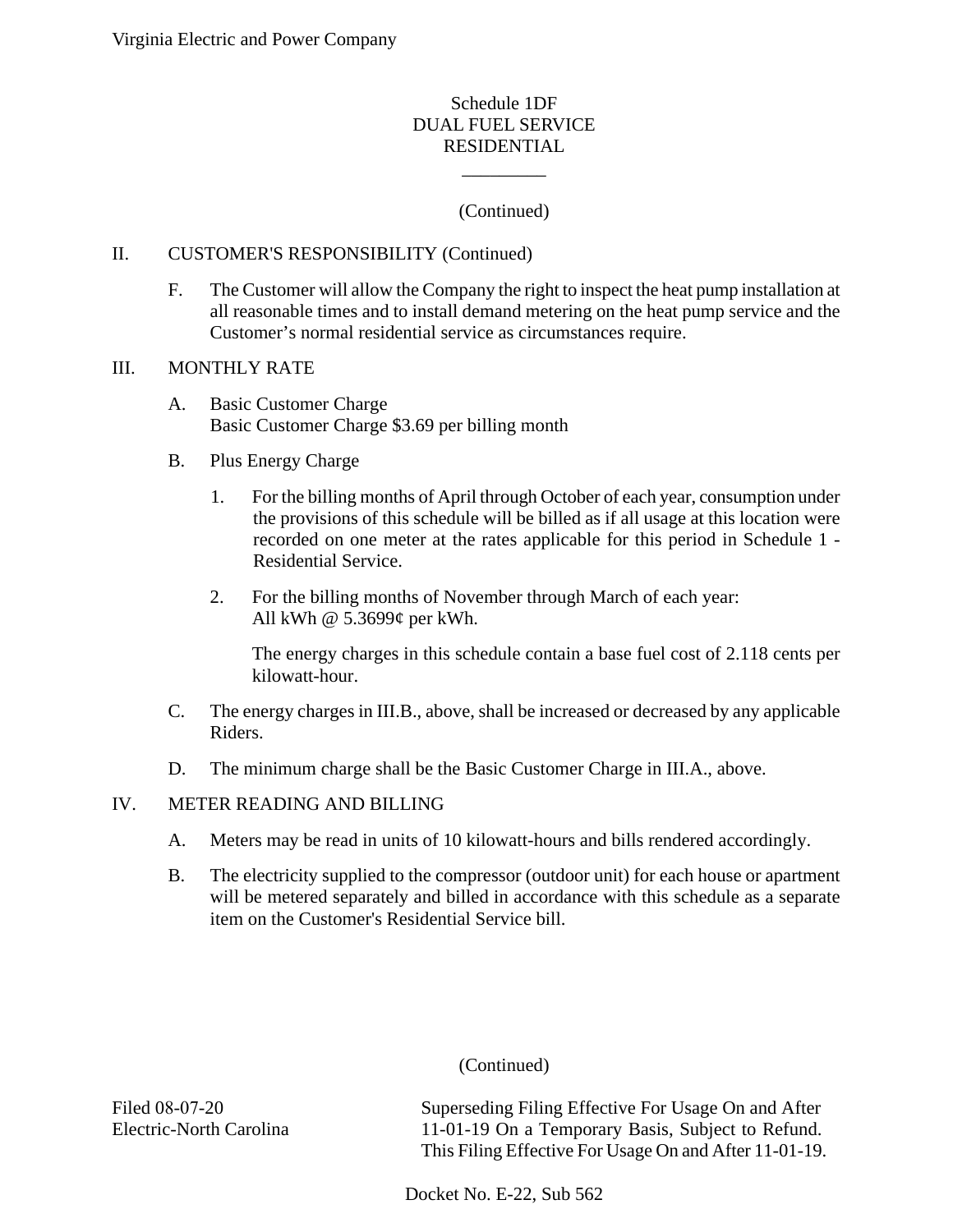Schedule 1DF
DUAL FUEL SERVICE
RESIDENTIAL

(Continued)

II. CUSTOMER'S RESPONSIBILITY (Continued)

F. The Customer will allow the Company the right to inspect the heat pump installation at all reasonable times and to install demand metering on the heat pump service and the Customer's normal residential service as circumstances require.

III. MONTHLY RATE

A. Basic Customer Charge
Basic Customer Charge $3.69 per billing month

B. Plus Energy Charge

1. For the billing months of April through October of each year, consumption under the provisions of this schedule will be billed as if all usage at this location were recorded on one meter at the rates applicable for this period in Schedule 1 - Residential Service.

2. For the billing months of November through March of each year:
All kWh @ 5.3699¢ per kWh.

The energy charges in this schedule contain a base fuel cost of 2.118 cents per kilowatt-hour.

C. The energy charges in III.B., above, shall be increased or decreased by any applicable Riders.

D. The minimum charge shall be the Basic Customer Charge in III.A., above.

IV. METER READING AND BILLING

A. Meters may be read in units of 10 kilowatt-hours and bills rendered accordingly.

B. The electricity supplied to the compressor (outdoor unit) for each house or apartment will be metered separately and billed in accordance with this schedule as a separate item on the Customer's Residential Service bill.

(Continued)

Filed 08-07-20
Electric-North Carolina

Superseding Filing Effective For Usage On and After 11-01-19 On a Temporary Basis, Subject to Refund. This Filing Effective For Usage On and After 11-01-19.

Docket No. E-22, Sub 562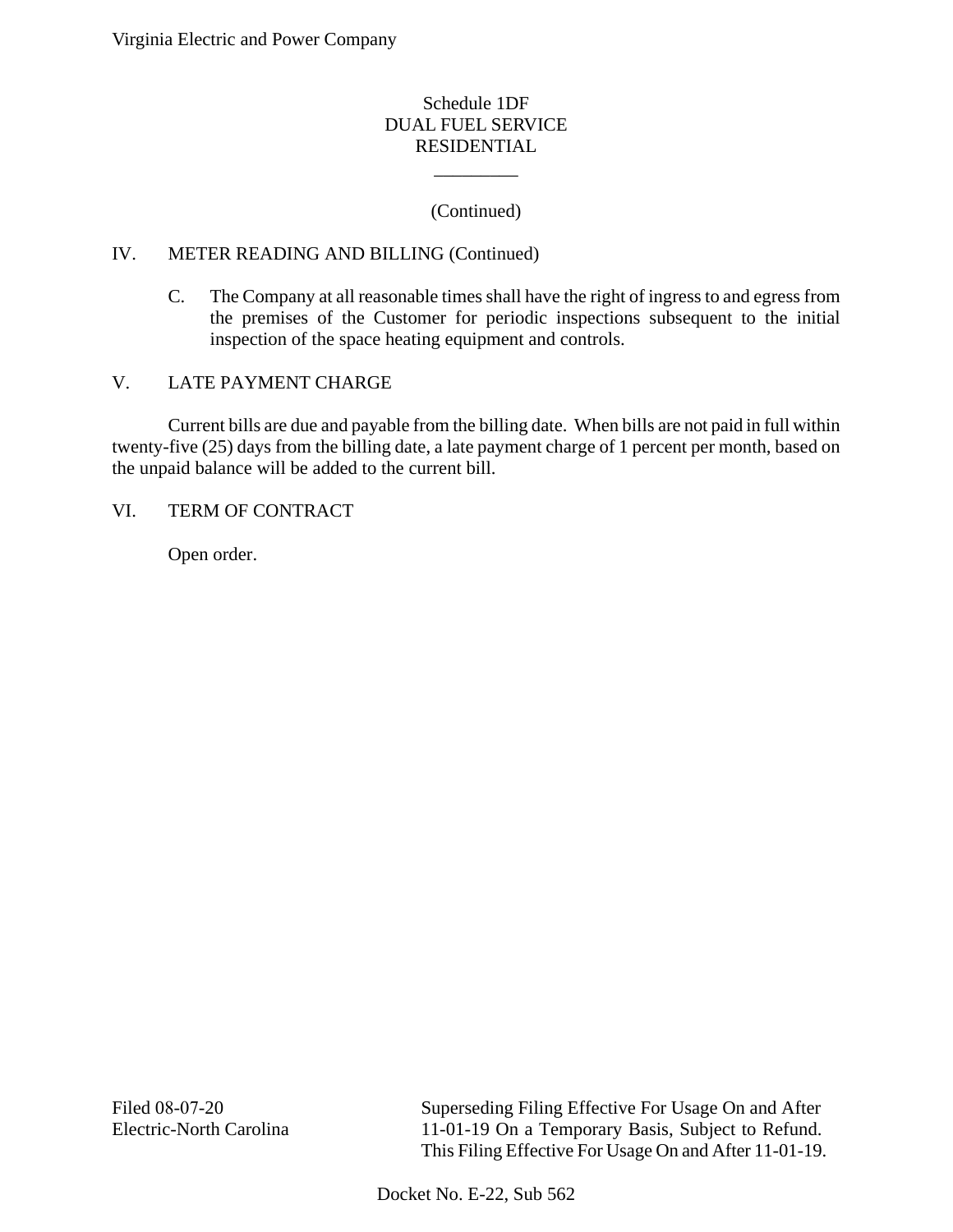Schedule 1DF
DUAL FUEL SERVICE
RESIDENTIAL

(Continued)

## IV. METER READING AND BILLING (Continued)

C. The Company at all reasonable times shall have the right of ingress to and egress from the premises of the Customer for periodic inspections subsequent to the initial inspection of the space heating equipment and controls.

## V. LATE PAYMENT CHARGE

Current bills are due and payable from the billing date. When bills are not paid in full within twenty-five (25) days from the billing date, a late payment charge of 1 percent per month, based on the unpaid balance will be added to the current bill.

## VI. TERM OF CONTRACT

Open order.

Filed 08-07-20
Electric-North Carolina

Superseding Filing Effective For Usage On and After 11-01-19 On a Temporary Basis, Subject to Refund. This Filing Effective For Usage On and After 11-01-19.

Docket No. E-22, Sub 562